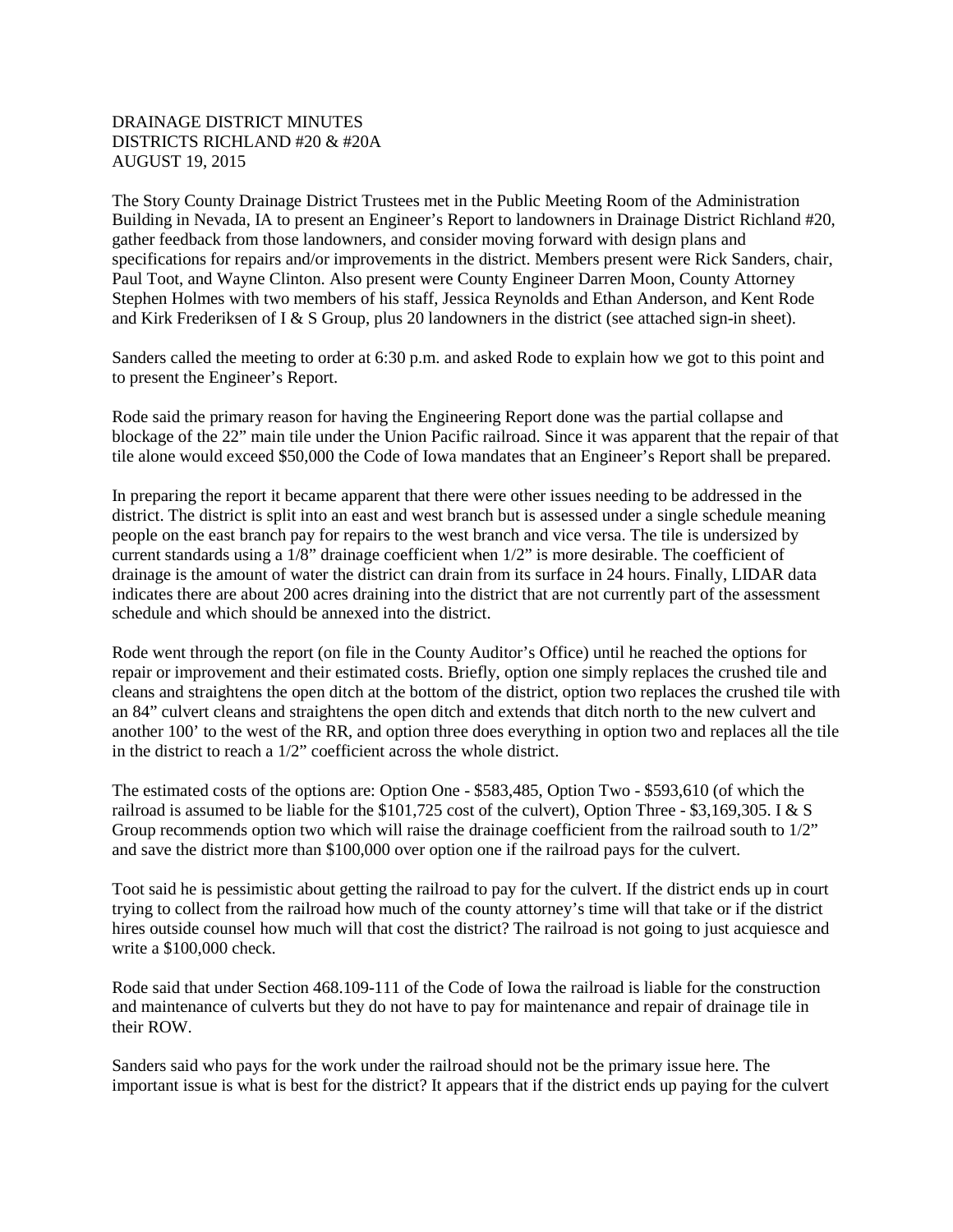DRAINAGE DISTRICT MINUTES
DISTRICTS RICHLAND #20 & #20A
AUGUST 19, 2015

The Story County Drainage District Trustees met in the Public Meeting Room of the Administration Building in Nevada, IA to present an Engineer's Report to landowners in Drainage District Richland #20, gather feedback from those landowners, and consider moving forward with design plans and specifications for repairs and/or improvements in the district. Members present were Rick Sanders, chair, Paul Toot, and Wayne Clinton. Also present were County Engineer Darren Moon, County Attorney Stephen Holmes with two members of his staff, Jessica Reynolds and Ethan Anderson, and Kent Rode and Kirk Frederiksen of I & S Group, plus 20 landowners in the district (see attached sign-in sheet).

Sanders called the meeting to order at 6:30 p.m. and asked Rode to explain how we got to this point and to present the Engineer's Report.

Rode said the primary reason for having the Engineering Report done was the partial collapse and blockage of the 22" main tile under the Union Pacific railroad. Since it was apparent that the repair of that tile alone would exceed $50,000 the Code of Iowa mandates that an Engineer's Report shall be prepared.

In preparing the report it became apparent that there were other issues needing to be addressed in the district. The district is split into an east and west branch but is assessed under a single schedule meaning people on the east branch pay for repairs to the west branch and vice versa. The tile is undersized by current standards using a 1/8" drainage coefficient when 1/2" is more desirable. The coefficient of drainage is the amount of water the district can drain from its surface in 24 hours. Finally, LIDAR data indicates there are about 200 acres draining into the district that are not currently part of the assessment schedule and which should be annexed into the district.

Rode went through the report (on file in the County Auditor's Office) until he reached the options for repair or improvement and their estimated costs. Briefly, option one simply replaces the crushed tile and cleans and straightens the open ditch at the bottom of the district, option two replaces the crushed tile with an 84" culvert cleans and straightens the open ditch and extends that ditch north to the new culvert and another 100' to the west of the RR, and option three does everything in option two and replaces all the tile in the district to reach a 1/2" coefficient across the whole district.

The estimated costs of the options are: Option One - $583,485, Option Two - $593,610 (of which the railroad is assumed to be liable for the $101,725 cost of the culvert), Option Three - $3,169,305. I & S Group recommends option two which will raise the drainage coefficient from the railroad south to 1/2" and save the district more than $100,000 over option one if the railroad pays for the culvert.

Toot said he is pessimistic about getting the railroad to pay for the culvert. If the district ends up in court trying to collect from the railroad how much of the county attorney's time will that take or if the district hires outside counsel how much will that cost the district? The railroad is not going to just acquiesce and write a $100,000 check.

Rode said that under Section 468.109-111 of the Code of Iowa the railroad is liable for the construction and maintenance of culverts but they do not have to pay for maintenance and repair of drainage tile in their ROW.

Sanders said who pays for the work under the railroad should not be the primary issue here. The important issue is what is best for the district? It appears that if the district ends up paying for the culvert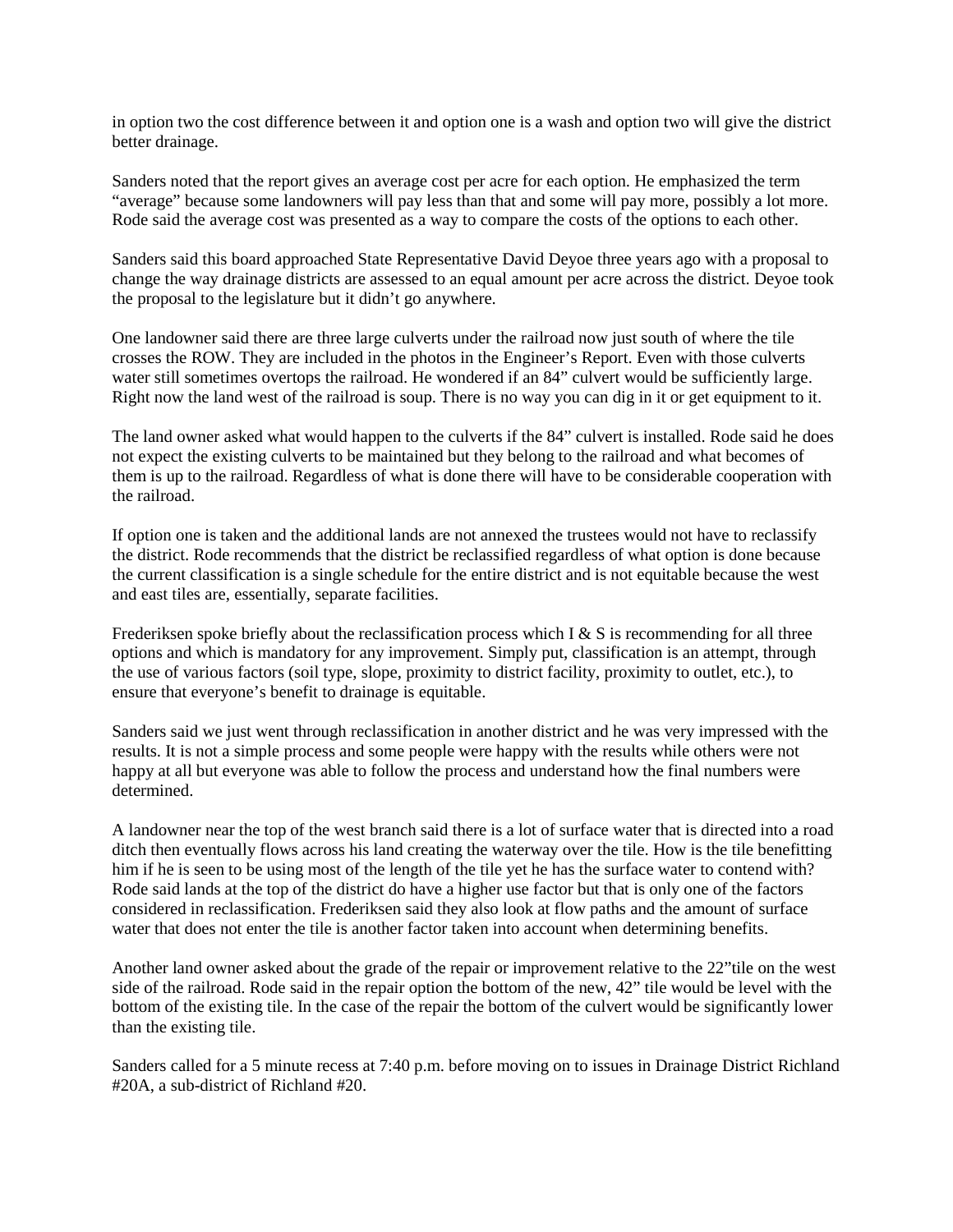in option two the cost difference between it and option one is a wash and option two will give the district better drainage.

Sanders noted that the report gives an average cost per acre for each option. He emphasized the term "average" because some landowners will pay less than that and some will pay more, possibly a lot more. Rode said the average cost was presented as a way to compare the costs of the options to each other.

Sanders said this board approached State Representative David Deyoe three years ago with a proposal to change the way drainage districts are assessed to an equal amount per acre across the district. Deyoe took the proposal to the legislature but it didn't go anywhere.

One landowner said there are three large culverts under the railroad now just south of where the tile crosses the ROW. They are included in the photos in the Engineer's Report. Even with those culverts water still sometimes overtops the railroad. He wondered if an 84" culvert would be sufficiently large. Right now the land west of the railroad is soup. There is no way you can dig in it or get equipment to it.

The land owner asked what would happen to the culverts if the 84" culvert is installed. Rode said he does not expect the existing culverts to be maintained but they belong to the railroad and what becomes of them is up to the railroad. Regardless of what is done there will have to be considerable cooperation with the railroad.

If option one is taken and the additional lands are not annexed the trustees would not have to reclassify the district. Rode recommends that the district be reclassified regardless of what option is done because the current classification is a single schedule for the entire district and is not equitable because the west and east tiles are, essentially, separate facilities.

Frederiksen spoke briefly about the reclassification process which I & S is recommending for all three options and which is mandatory for any improvement. Simply put, classification is an attempt, through the use of various factors (soil type, slope, proximity to district facility, proximity to outlet, etc.), to ensure that everyone's benefit to drainage is equitable.

Sanders said we just went through reclassification in another district and he was very impressed with the results. It is not a simple process and some people were happy with the results while others were not happy at all but everyone was able to follow the process and understand how the final numbers were determined.

A landowner near the top of the west branch said there is a lot of surface water that is directed into a road ditch then eventually flows across his land creating the waterway over the tile. How is the tile benefitting him if he is seen to be using most of the length of the tile yet he has the surface water to contend with? Rode said lands at the top of the district do have a higher use factor but that is only one of the factors considered in reclassification. Frederiksen said they also look at flow paths and the amount of surface water that does not enter the tile is another factor taken into account when determining benefits.

Another land owner asked about the grade of the repair or improvement relative to the 22"tile on the west side of the railroad. Rode said in the repair option the bottom of the new, 42" tile would be level with the bottom of the existing tile. In the case of the repair the bottom of the culvert would be significantly lower than the existing tile.

Sanders called for a 5 minute recess at 7:40 p.m. before moving on to issues in Drainage District Richland #20A, a sub-district of Richland #20.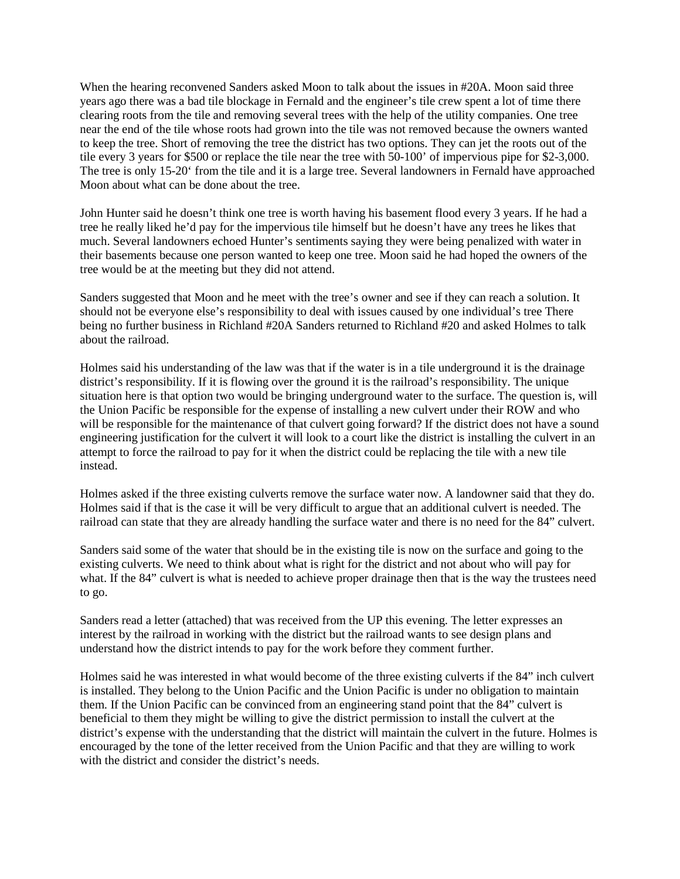When the hearing reconvened Sanders asked Moon to talk about the issues in #20A. Moon said three years ago there was a bad tile blockage in Fernald and the engineer's tile crew spent a lot of time there clearing roots from the tile and removing several trees with the help of the utility companies. One tree near the end of the tile whose roots had grown into the tile was not removed because the owners wanted to keep the tree. Short of removing the tree the district has two options. They can jet the roots out of the tile every 3 years for $500 or replace the tile near the tree with 50-100' of impervious pipe for $2-3,000. The tree is only 15-20' from the tile and it is a large tree. Several landowners in Fernald have approached Moon about what can be done about the tree.

John Hunter said he doesn't think one tree is worth having his basement flood every 3 years. If he had a tree he really liked he'd pay for the impervious tile himself but he doesn't have any trees he likes that much. Several landowners echoed Hunter's sentiments saying they were being penalized with water in their basements because one person wanted to keep one tree. Moon said he had hoped the owners of the tree would be at the meeting but they did not attend.

Sanders suggested that Moon and he meet with the tree's owner and see if they can reach a solution. It should not be everyone else's responsibility to deal with issues caused by one individual's tree There being no further business in Richland #20A Sanders returned to Richland #20 and asked Holmes to talk about the railroad.

Holmes said his understanding of the law was that if the water is in a tile underground it is the drainage district's responsibility. If it is flowing over the ground it is the railroad's responsibility. The unique situation here is that option two would be bringing underground water to the surface. The question is, will the Union Pacific be responsible for the expense of installing a new culvert under their ROW and who will be responsible for the maintenance of that culvert going forward? If the district does not have a sound engineering justification for the culvert it will look to a court like the district is installing the culvert in an attempt to force the railroad to pay for it when the district could be replacing the tile with a new tile instead.

Holmes asked if the three existing culverts remove the surface water now. A landowner said that they do. Holmes said if that is the case it will be very difficult to argue that an additional culvert is needed. The railroad can state that they are already handling the surface water and there is no need for the 84" culvert.

Sanders said some of the water that should be in the existing tile is now on the surface and going to the existing culverts. We need to think about what is right for the district and not about who will pay for what. If the 84" culvert is what is needed to achieve proper drainage then that is the way the trustees need to go.

Sanders read a letter (attached) that was received from the UP this evening. The letter expresses an interest by the railroad in working with the district but the railroad wants to see design plans and understand how the district intends to pay for the work before they comment further.

Holmes said he was interested in what would become of the three existing culverts if the 84" inch culvert is installed. They belong to the Union Pacific and the Union Pacific is under no obligation to maintain them. If the Union Pacific can be convinced from an engineering stand point that the 84" culvert is beneficial to them they might be willing to give the district permission to install the culvert at the district's expense with the understanding that the district will maintain the culvert in the future. Holmes is encouraged by the tone of the letter received from the Union Pacific and that they are willing to work with the district and consider the district's needs.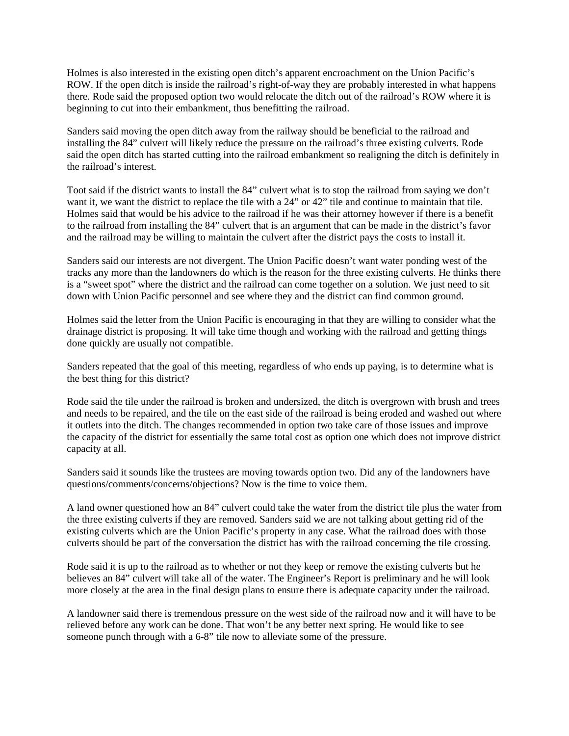Holmes is also interested in the existing open ditch's apparent encroachment on the Union Pacific's ROW. If the open ditch is inside the railroad's right-of-way they are probably interested in what happens there. Rode said the proposed option two would relocate the ditch out of the railroad's ROW where it is beginning to cut into their embankment, thus benefitting the railroad.

Sanders said moving the open ditch away from the railway should be beneficial to the railroad and installing the 84" culvert will likely reduce the pressure on the railroad's three existing culverts. Rode said the open ditch has started cutting into the railroad embankment so realigning the ditch is definitely in the railroad's interest.

Toot said if the district wants to install the 84" culvert what is to stop the railroad from saying we don't want it, we want the district to replace the tile with a 24" or 42" tile and continue to maintain that tile. Holmes said that would be his advice to the railroad if he was their attorney however if there is a benefit to the railroad from installing the 84" culvert that is an argument that can be made in the district's favor and the railroad may be willing to maintain the culvert after the district pays the costs to install it.

Sanders said our interests are not divergent. The Union Pacific doesn't want water ponding west of the tracks any more than the landowners do which is the reason for the three existing culverts. He thinks there is a "sweet spot" where the district and the railroad can come together on a solution. We just need to sit down with Union Pacific personnel and see where they and the district can find common ground.

Holmes said the letter from the Union Pacific is encouraging in that they are willing to consider what the drainage district is proposing. It will take time though and working with the railroad and getting things done quickly are usually not compatible.

Sanders repeated that the goal of this meeting, regardless of who ends up paying, is to determine what is the best thing for this district?

Rode said the tile under the railroad is broken and undersized, the ditch is overgrown with brush and trees and needs to be repaired, and the tile on the east side of the railroad is being eroded and washed out where it outlets into the ditch. The changes recommended in option two take care of those issues and improve the capacity of the district for essentially the same total cost as option one which does not improve district capacity at all.

Sanders said it sounds like the trustees are moving towards option two. Did any of the landowners have questions/comments/concerns/objections? Now is the time to voice them.

A land owner questioned how an 84" culvert could take the water from the district tile plus the water from the three existing culverts if they are removed. Sanders said we are not talking about getting rid of the existing culverts which are the Union Pacific's property in any case. What the railroad does with those culverts should be part of the conversation the district has with the railroad concerning the tile crossing.

Rode said it is up to the railroad as to whether or not they keep or remove the existing culverts but he believes an 84" culvert will take all of the water. The Engineer's Report is preliminary and he will look more closely at the area in the final design plans to ensure there is adequate capacity under the railroad.

A landowner said there is tremendous pressure on the west side of the railroad now and it will have to be relieved before any work can be done. That won't be any better next spring. He would like to see someone punch through with a 6-8" tile now to alleviate some of the pressure.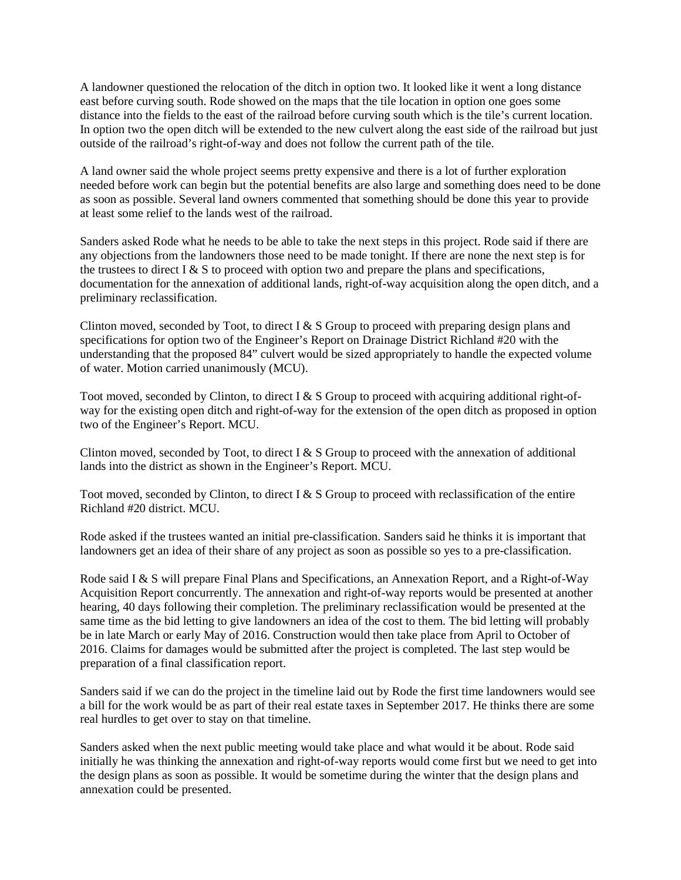A landowner questioned the relocation of the ditch in option two. It looked like it went a long distance east before curving south. Rode showed on the maps that the tile location in option one goes some distance into the fields to the east of the railroad before curving south which is the tile's current location. In option two the open ditch will be extended to the new culvert along the east side of the railroad but just outside of the railroad's right-of-way and does not follow the current path of the tile.

A land owner said the whole project seems pretty expensive and there is a lot of further exploration needed before work can begin but the potential benefits are also large and something does need to be done as soon as possible. Several land owners commented that something should be done this year to provide at least some relief to the lands west of the railroad.

Sanders asked Rode what he needs to be able to take the next steps in this project. Rode said if there are any objections from the landowners those need to be made tonight. If there are none the next step is for the trustees to direct I & S to proceed with option two and prepare the plans and specifications, documentation for the annexation of additional lands, right-of-way acquisition along the open ditch, and a preliminary reclassification.

Clinton moved, seconded by Toot, to direct I & S Group to proceed with preparing design plans and specifications for option two of the Engineer's Report on Drainage District Richland #20 with the understanding that the proposed 84" culvert would be sized appropriately to handle the expected volume of water. Motion carried unanimously (MCU).

Toot moved, seconded by Clinton, to direct I & S Group to proceed with acquiring additional right-of-way for the existing open ditch and right-of-way for the extension of the open ditch as proposed in option two of the Engineer's Report. MCU.

Clinton moved, seconded by Toot, to direct I & S Group to proceed with the annexation of additional lands into the district as shown in the Engineer's Report. MCU.

Toot moved, seconded by Clinton, to direct I & S Group to proceed with reclassification of the entire Richland #20 district. MCU.

Rode asked if the trustees wanted an initial pre-classification. Sanders said he thinks it is important that landowners get an idea of their share of any project as soon as possible so yes to a pre-classification.

Rode said I & S will prepare Final Plans and Specifications, an Annexation Report, and a Right-of-Way Acquisition Report concurrently. The annexation and right-of-way reports would be presented at another hearing, 40 days following their completion. The preliminary reclassification would be presented at the same time as the bid letting to give landowners an idea of the cost to them. The bid letting will probably be in late March or early May of 2016. Construction would then take place from April to October of 2016. Claims for damages would be submitted after the project is completed. The last step would be preparation of a final classification report.

Sanders said if we can do the project in the timeline laid out by Rode the first time landowners would see a bill for the work would be as part of their real estate taxes in September 2017. He thinks there are some real hurdles to get over to stay on that timeline.

Sanders asked when the next public meeting would take place and what would it be about. Rode said initially he was thinking the annexation and right-of-way reports would come first but we need to get into the design plans as soon as possible. It would be sometime during the winter that the design plans and annexation could be presented.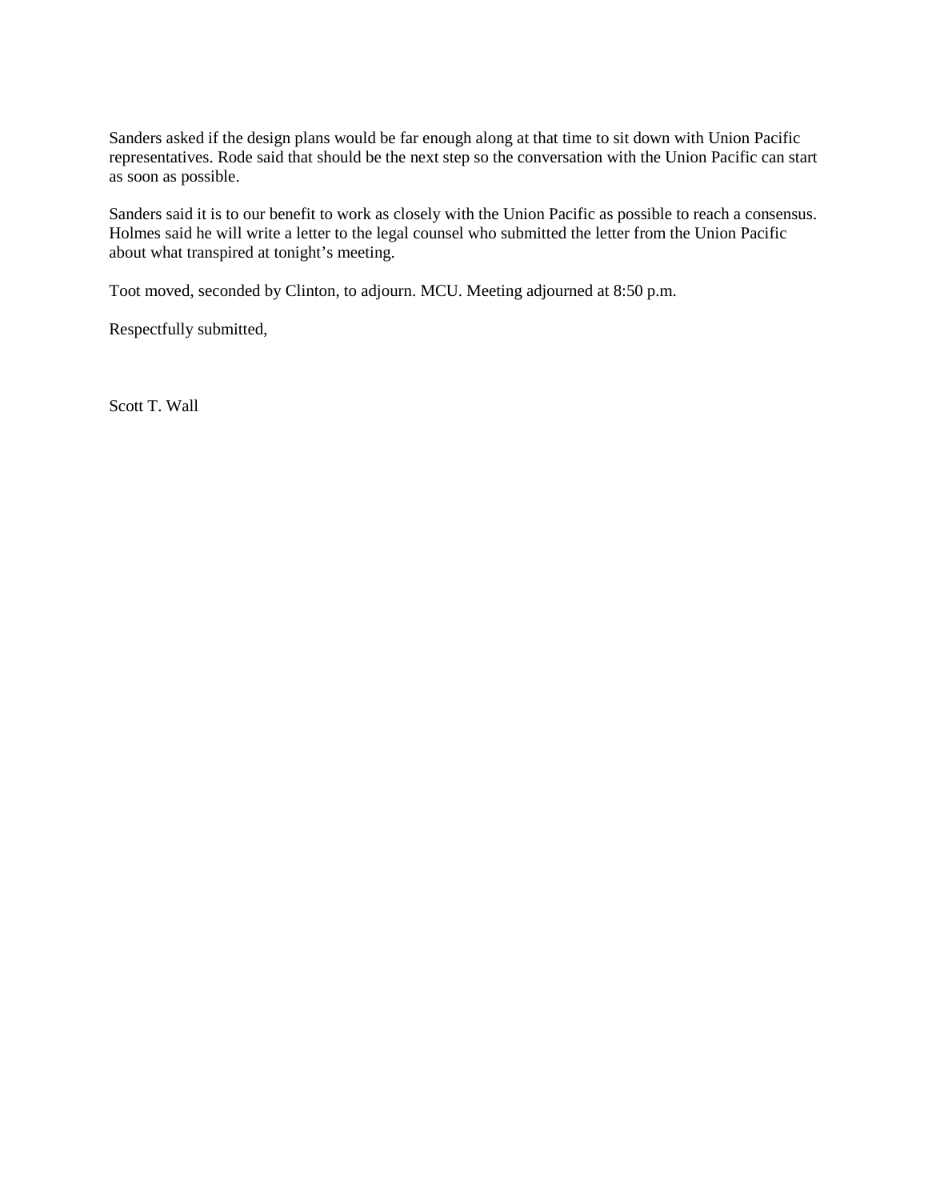Sanders asked if the design plans would be far enough along at that time to sit down with Union Pacific representatives. Rode said that should be the next step so the conversation with the Union Pacific can start as soon as possible.

Sanders said it is to our benefit to work as closely with the Union Pacific as possible to reach a consensus. Holmes said he will write a letter to the legal counsel who submitted the letter from the Union Pacific about what transpired at tonight's meeting.

Toot moved, seconded by Clinton, to adjourn. MCU. Meeting adjourned at 8:50 p.m.

Respectfully submitted,

Scott T. Wall